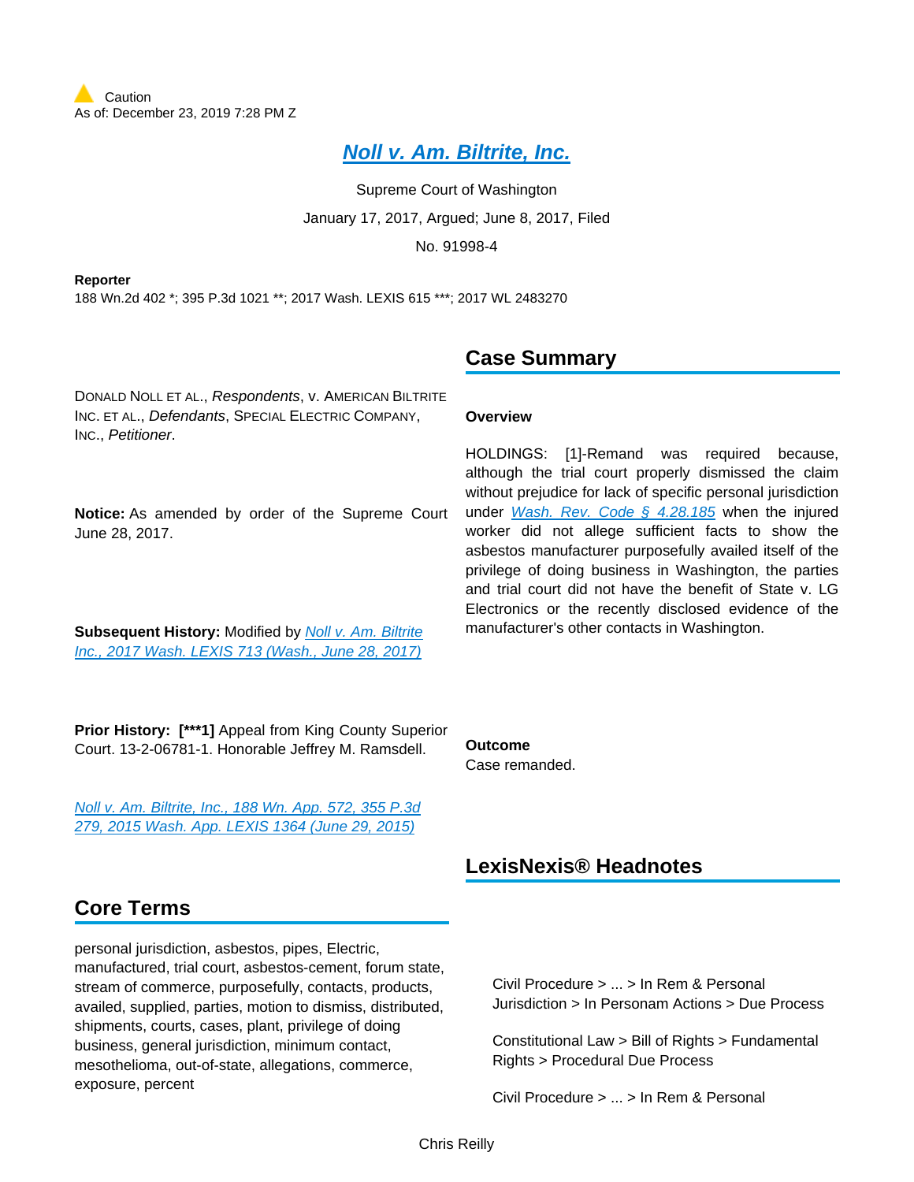Caution
As of: December 23, 2019 7:28 PM Z

# Noll v. Am. Biltrite, Inc.

Supreme Court of Washington

January 17, 2017, Argued; June 8, 2017, Filed

No. 91998-4

**Reporter**

188 Wn.2d 402 *; 395 P.3d 1021 **; 2017 Wash. LEXIS 615 ***; 2017 WL 2483270

DONALD NOLL ET AL., *Respondents*, v. AMERICAN BILTRITE INC. ET AL., *Defendants*, SPECIAL ELECTRIC COMPANY, INC., *Petitioner*.

**Notice:** As amended by order of the Supreme Court June 28, 2017.

**Subsequent History:** Modified by Noll v. Am. Biltrite Inc., 2017 Wash. LEXIS 713 (Wash., June 28, 2017)

**Prior History:** **[***1]** Appeal from King County Superior Court. 13-2-06781-1. Honorable Jeffrey M. Ramsdell.

Noll v. Am. Biltrite, Inc., 188 Wn. App. 572, 355 P.3d 279, 2015 Wash. App. LEXIS 1364 (June 29, 2015)

## Core Terms

personal jurisdiction, asbestos, pipes, Electric, manufactured, trial court, asbestos-cement, forum state, stream of commerce, purposefully, contacts, products, availed, supplied, parties, motion to dismiss, distributed, shipments, courts, cases, plant, privilege of doing business, general jurisdiction, minimum contact, mesothelioma, out-of-state, allegations, commerce, exposure, percent

## Case Summary

**Overview**

HOLDINGS: [1]-Remand was required because, although the trial court properly dismissed the claim without prejudice for lack of specific personal jurisdiction under Wash. Rev. Code § 4.28.185 when the injured worker did not allege sufficient facts to show the asbestos manufacturer purposefully availed itself of the privilege of doing business in Washington, the parties and trial court did not have the benefit of State v. LG Electronics or the recently disclosed evidence of the manufacturer's other contacts in Washington.

**Outcome**

Case remanded.

## LexisNexis® Headnotes

Civil Procedure > ... > In Rem & Personal Jurisdiction > In Personam Actions > Due Process

Constitutional Law > Bill of Rights > Fundamental Rights > Procedural Due Process

Civil Procedure > ... > In Rem & Personal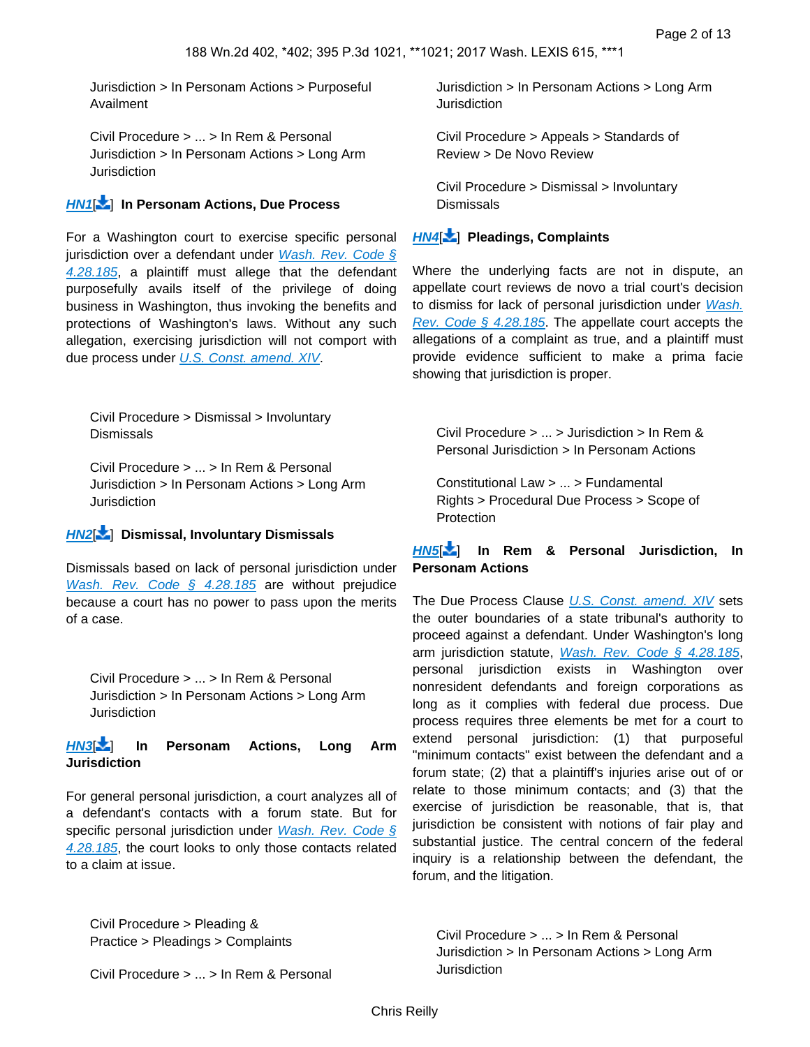Jurisdiction > In Personam Actions > Purposeful Availment

Civil Procedure > ... > In Rem & Personal Jurisdiction > In Personam Actions > Long Arm Jurisdiction

**HN1[] In Personam Actions, Due Process**

For a Washington court to exercise specific personal jurisdiction over a defendant under *Wash. Rev. Code § 4.28.185*, a plaintiff must allege that the defendant purposefully avails itself of the privilege of doing business in Washington, thus invoking the benefits and protections of Washington's laws. Without any such allegation, exercising jurisdiction will not comport with due process under *U.S. Const. amend. XIV*.

Civil Procedure > Dismissal > Involuntary Dismissals

Civil Procedure > ... > In Rem & Personal Jurisdiction > In Personam Actions > Long Arm Jurisdiction

**HN2[] Dismissal, Involuntary Dismissals**

Dismissals based on lack of personal jurisdiction under *Wash. Rev. Code § 4.28.185* are without prejudice because a court has no power to pass upon the merits of a case.

Civil Procedure > ... > In Rem & Personal Jurisdiction > In Personam Actions > Long Arm Jurisdiction

**HN3[] In Personam Actions, Long Arm Jurisdiction**

For general personal jurisdiction, a court analyzes all of a defendant's contacts with a forum state. But for specific personal jurisdiction under *Wash. Rev. Code § 4.28.185*, the court looks to only those contacts related to a claim at issue.

Civil Procedure > Pleading & Practice > Pleadings > Complaints

Civil Procedure > ... > In Rem & Personal Jurisdiction > In Personam Actions > Long Arm Jurisdiction

Civil Procedure > Appeals > Standards of Review > De Novo Review

Civil Procedure > Dismissal > Involuntary Dismissals

**HN4[] Pleadings, Complaints**

Where the underlying facts are not in dispute, an appellate court reviews de novo a trial court's decision to dismiss for lack of personal jurisdiction under *Wash. Rev. Code § 4.28.185*. The appellate court accepts the allegations of a complaint as true, and a plaintiff must provide evidence sufficient to make a prima facie showing that jurisdiction is proper.

Civil Procedure > ... > Jurisdiction > In Rem & Personal Jurisdiction > In Personam Actions

Constitutional Law > ... > Fundamental Rights > Procedural Due Process > Scope of Protection

**HN5[] In Rem & Personal Jurisdiction, In Personam Actions**

The Due Process Clause *U.S. Const. amend. XIV* sets the outer boundaries of a state tribunal's authority to proceed against a defendant. Under Washington's long arm jurisdiction statute, *Wash. Rev. Code § 4.28.185*, personal jurisdiction exists in Washington over nonresident defendants and foreign corporations as long as it complies with federal due process. Due process requires three elements be met for a court to extend personal jurisdiction: (1) that purposeful "minimum contacts" exist between the defendant and a forum state; (2) that a plaintiff's injuries arise out of or relate to those minimum contacts; and (3) that the exercise of jurisdiction be reasonable, that is, that jurisdiction be consistent with notions of fair play and substantial justice. The central concern of the federal inquiry is a relationship between the defendant, the forum, and the litigation.

Civil Procedure > ... > In Rem & Personal Jurisdiction > In Personam Actions > Long Arm Jurisdiction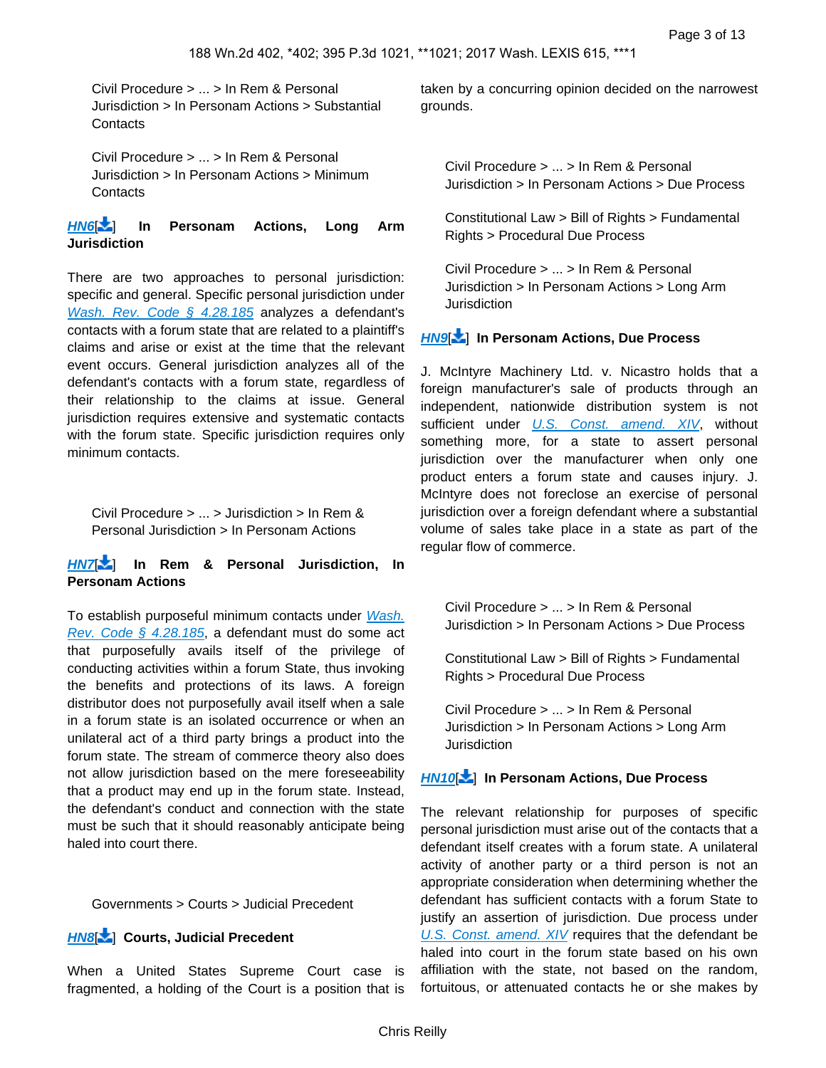Civil Procedure > ... > In Rem & Personal Jurisdiction > In Personam Actions > Substantial Contacts

Civil Procedure > ... > In Rem & Personal Jurisdiction > In Personam Actions > Minimum Contacts

**HN6[] In Personam Actions, Long Arm Jurisdiction**

There are two approaches to personal jurisdiction: specific and general. Specific personal jurisdiction under Wash. Rev. Code § 4.28.185 analyzes a defendant's contacts with a forum state that are related to a plaintiff's claims and arise or exist at the time that the relevant event occurs. General jurisdiction analyzes all of the defendant's contacts with a forum state, regardless of their relationship to the claims at issue. General jurisdiction requires extensive and systematic contacts with the forum state. Specific jurisdiction requires only minimum contacts.

Civil Procedure > ... > Jurisdiction > In Rem & Personal Jurisdiction > In Personam Actions

**HN7[] In Rem & Personal Jurisdiction, In Personam Actions**

To establish purposeful minimum contacts under Wash. Rev. Code § 4.28.185, a defendant must do some act that purposefully avails itself of the privilege of conducting activities within a forum State, thus invoking the benefits and protections of its laws. A foreign distributor does not purposefully avail itself when a sale in a forum state is an isolated occurrence or when an unilateral act of a third party brings a product into the forum state. The stream of commerce theory also does not allow jurisdiction based on the mere foreseeability that a product may end up in the forum state. Instead, the defendant's conduct and connection with the state must be such that it should reasonably anticipate being haled into court there.

Governments > Courts > Judicial Precedent

**HN8[] Courts, Judicial Precedent**

When a United States Supreme Court case is fragmented, a holding of the Court is a position that is taken by a concurring opinion decided on the narrowest grounds.

Civil Procedure > ... > In Rem & Personal Jurisdiction > In Personam Actions > Due Process

Constitutional Law > Bill of Rights > Fundamental Rights > Procedural Due Process

Civil Procedure > ... > In Rem & Personal Jurisdiction > In Personam Actions > Long Arm Jurisdiction

**HN9[] In Personam Actions, Due Process**

J. McIntyre Machinery Ltd. v. Nicastro holds that a foreign manufacturer's sale of products through an independent, nationwide distribution system is not sufficient under U.S. Const. amend. XIV, without something more, for a state to assert personal jurisdiction over the manufacturer when only one product enters a forum state and causes injury. J. McIntyre does not foreclose an exercise of personal jurisdiction over a foreign defendant where a substantial volume of sales take place in a state as part of the regular flow of commerce.

Civil Procedure > ... > In Rem & Personal Jurisdiction > In Personam Actions > Due Process

Constitutional Law > Bill of Rights > Fundamental Rights > Procedural Due Process

Civil Procedure > ... > In Rem & Personal Jurisdiction > In Personam Actions > Long Arm Jurisdiction

**HN10[] In Personam Actions, Due Process**

The relevant relationship for purposes of specific personal jurisdiction must arise out of the contacts that a defendant itself creates with a forum state. A unilateral activity of another party or a third person is not an appropriate consideration when determining whether the defendant has sufficient contacts with a forum State to justify an assertion of jurisdiction. Due process under U.S. Const. amend. XIV requires that the defendant be haled into court in the forum state based on his own affiliation with the state, not based on the random, fortuitous, or attenuated contacts he or she makes by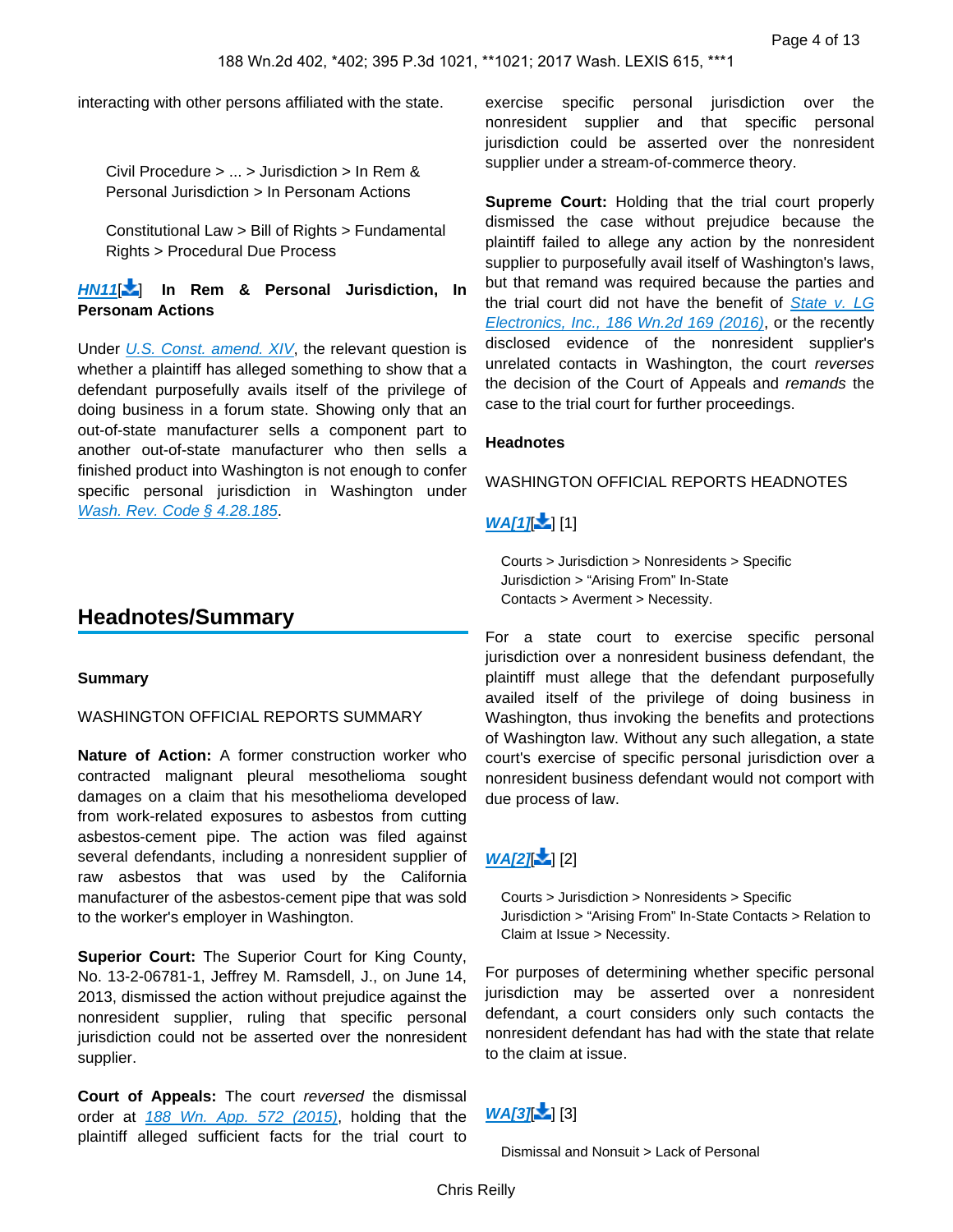interacting with other persons affiliated with the state.

Civil Procedure > ... > Jurisdiction > In Rem & Personal Jurisdiction > In Personam Actions

Constitutional Law > Bill of Rights > Fundamental Rights > Procedural Due Process

**HN11[] In Rem & Personal Jurisdiction, In Personam Actions**

Under *U.S. Const. amend. XIV*, the relevant question is whether a plaintiff has alleged something to show that a defendant purposefully avails itself of the privilege of doing business in a forum state. Showing only that an out-of-state manufacturer sells a component part to another out-of-state manufacturer who then sells a finished product into Washington is not enough to confer specific personal jurisdiction in Washington under *Wash. Rev. Code § 4.28.185*.

## Headnotes/Summary

**Summary**

WASHINGTON OFFICIAL REPORTS SUMMARY

**Nature of Action:** A former construction worker who contracted malignant pleural mesothelioma sought damages on a claim that his mesothelioma developed from work-related exposures to asbestos from cutting asbestos-cement pipe. The action was filed against several defendants, including a nonresident supplier of raw asbestos that was used by the California manufacturer of the asbestos-cement pipe that was sold to the worker's employer in Washington.

**Superior Court:** The Superior Court for King County, No. 13-2-06781-1, Jeffrey M. Ramsdell, J., on June 14, 2013, dismissed the action without prejudice against the nonresident supplier, ruling that specific personal jurisdiction could not be asserted over the nonresident supplier.

**Court of Appeals:** The court *reversed* the dismissal order at *188 Wn. App. 572 (2015)*, holding that the plaintiff alleged sufficient facts for the trial court to exercise specific personal jurisdiction over the nonresident supplier and that specific personal jurisdiction could be asserted over the nonresident supplier under a stream-of-commerce theory.

**Supreme Court:** Holding that the trial court properly dismissed the case without prejudice because the plaintiff failed to allege any action by the nonresident supplier to purposefully avail itself of Washington's laws, but that remand was required because the parties and the trial court did not have the benefit of *State v. LG Electronics, Inc., 186 Wn.2d 169 (2016)*, or the recently disclosed evidence of the nonresident supplier's unrelated contacts in Washington, the court *reverses* the decision of the Court of Appeals and *remands* the case to the trial court for further proceedings.

**Headnotes**

WASHINGTON OFFICIAL REPORTS HEADNOTES

WA[1][] [1]

Courts > Jurisdiction > Nonresidents > Specific Jurisdiction > "Arising From" In-State Contacts > Averment > Necessity.

For a state court to exercise specific personal jurisdiction over a nonresident business defendant, the plaintiff must allege that the defendant purposefully availed itself of the privilege of doing business in Washington, thus invoking the benefits and protections of Washington law. Without any such allegation, a state court's exercise of specific personal jurisdiction over a nonresident business defendant would not comport with due process of law.

WA[2][] [2]

Courts > Jurisdiction > Nonresidents > Specific Jurisdiction > "Arising From" In-State Contacts > Relation to Claim at Issue > Necessity.

For purposes of determining whether specific personal jurisdiction may be asserted over a nonresident defendant, a court considers only such contacts the nonresident defendant has had with the state that relate to the claim at issue.

WA[3][] [3]

Dismissal and Nonsuit > Lack of Personal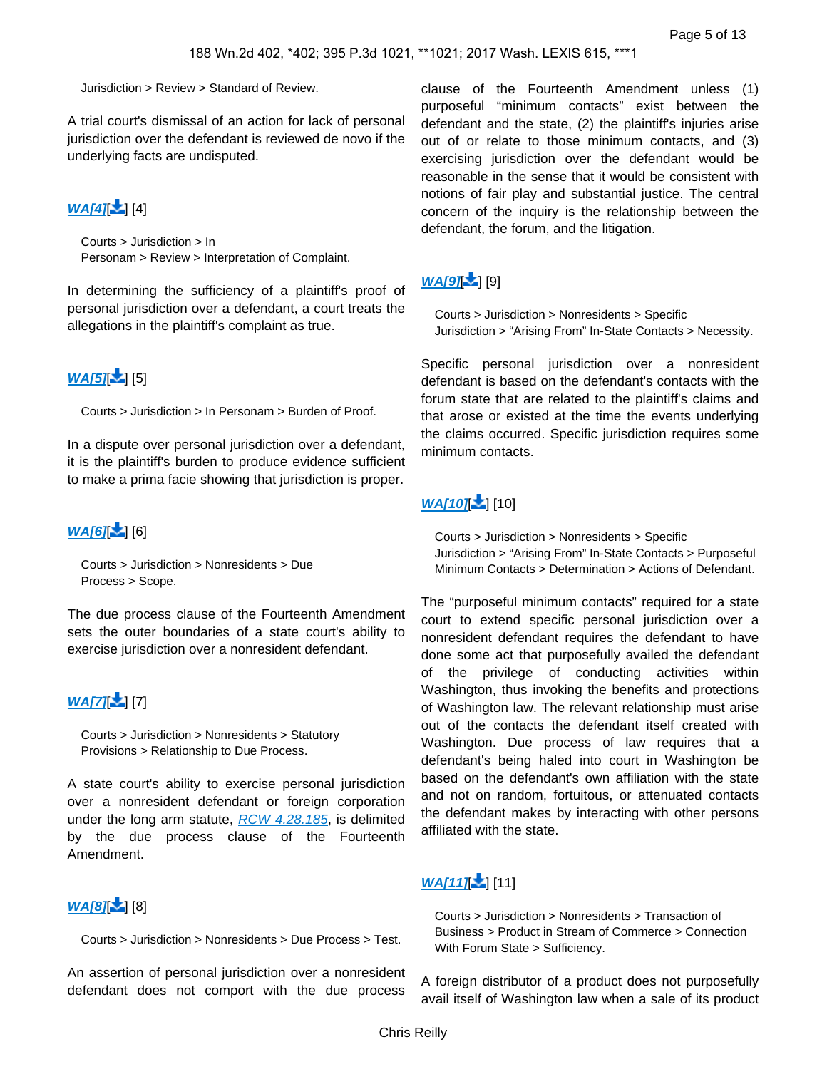Jurisdiction > Review > Standard of Review.

A trial court's dismissal of an action for lack of personal jurisdiction over the defendant is reviewed de novo if the underlying facts are undisputed.

WA[4][] [4]

Courts > Jurisdiction > In Personam > Review > Interpretation of Complaint.

In determining the sufficiency of a plaintiff's proof of personal jurisdiction over a defendant, a court treats the allegations in the plaintiff's complaint as true.

WA[5][] [5]

Courts > Jurisdiction > In Personam > Burden of Proof.

In a dispute over personal jurisdiction over a defendant, it is the plaintiff's burden to produce evidence sufficient to make a prima facie showing that jurisdiction is proper.

WA[6][] [6]

Courts > Jurisdiction > Nonresidents > Due Process > Scope.

The due process clause of the Fourteenth Amendment sets the outer boundaries of a state court's ability to exercise jurisdiction over a nonresident defendant.

WA[7][] [7]

Courts > Jurisdiction > Nonresidents > Statutory Provisions > Relationship to Due Process.

A state court's ability to exercise personal jurisdiction over a nonresident defendant or foreign corporation under the long arm statute, RCW 4.28.185, is delimited by the due process clause of the Fourteenth Amendment.

WA[8][] [8]

Courts > Jurisdiction > Nonresidents > Due Process > Test.

An assertion of personal jurisdiction over a nonresident defendant does not comport with the due process clause of the Fourteenth Amendment unless (1) purposeful "minimum contacts" exist between the defendant and the state, (2) the plaintiff's injuries arise out of or relate to those minimum contacts, and (3) exercising jurisdiction over the defendant would be reasonable in the sense that it would be consistent with notions of fair play and substantial justice. The central concern of the inquiry is the relationship between the defendant, the forum, and the litigation.

WA[9][] [9]

Courts > Jurisdiction > Nonresidents > Specific Jurisdiction > "Arising From" In-State Contacts > Necessity.

Specific personal jurisdiction over a nonresident defendant is based on the defendant's contacts with the forum state that are related to the plaintiff's claims and that arose or existed at the time the events underlying the claims occurred. Specific jurisdiction requires some minimum contacts.

WA[10][] [10]

Courts > Jurisdiction > Nonresidents > Specific Jurisdiction > "Arising From" In-State Contacts > Purposeful Minimum Contacts > Determination > Actions of Defendant.

The "purposeful minimum contacts" required for a state court to extend specific personal jurisdiction over a nonresident defendant requires the defendant to have done some act that purposefully availed the defendant of the privilege of conducting activities within Washington, thus invoking the benefits and protections of Washington law. The relevant relationship must arise out of the contacts the defendant itself created with Washington. Due process of law requires that a defendant's being haled into court in Washington be based on the defendant's own affiliation with the state and not on random, fortuitous, or attenuated contacts the defendant makes by interacting with other persons affiliated with the state.

WA[11][] [11]

Courts > Jurisdiction > Nonresidents > Transaction of Business > Product in Stream of Commerce > Connection With Forum State > Sufficiency.

A foreign distributor of a product does not purposefully avail itself of Washington law when a sale of its product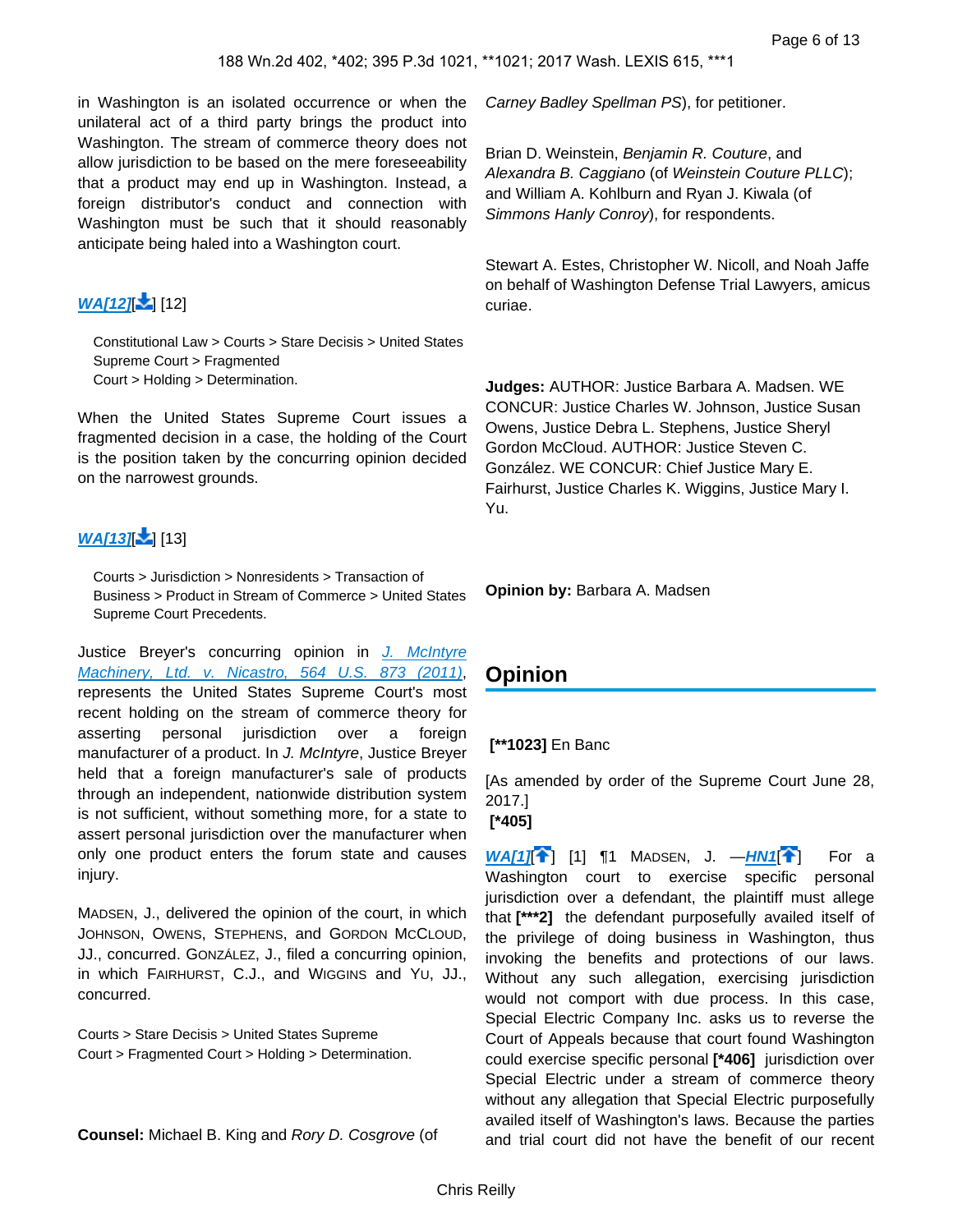in Washington is an isolated occurrence or when the unilateral act of a third party brings the product into Washington. The stream of commerce theory does not allow jurisdiction to be based on the mere foreseeability that a product may end up in Washington. Instead, a foreign distributor's conduct and connection with Washington must be such that it should reasonably anticipate being haled into a Washington court.

**WA[12]**[] [12]

Constitutional Law > Courts > Stare Decisis > United States Supreme Court > Fragmented Court > Holding > Determination.

When the United States Supreme Court issues a fragmented decision in a case, the holding of the Court is the position taken by the concurring opinion decided on the narrowest grounds.

**WA[13]**[] [13]

Courts > Jurisdiction > Nonresidents > Transaction of Business > Product in Stream of Commerce > United States Supreme Court Precedents.

Justice Breyer's concurring opinion in J. McIntyre Machinery, Ltd. v. Nicastro, 564 U.S. 873 (2011), represents the United States Supreme Court's most recent holding on the stream of commerce theory for asserting personal jurisdiction over a foreign manufacturer of a product. In *J. McIntyre*, Justice Breyer held that a foreign manufacturer's sale of products through an independent, nationwide distribution system is not sufficient, without something more, for a state to assert personal jurisdiction over the manufacturer when only one product enters the forum state and causes injury.

MADSEN, J., delivered the opinion of the court, in which JOHNSON, OWENS, STEPHENS, and GORDON MCCLOUD, JJ., concurred. GONZÁLEZ, J., filed a concurring opinion, in which FAIRHURST, C.J., and WIGGINS and YU, JJ., concurred.

Courts > Stare Decisis > United States Supreme Court > Fragmented Court > Holding > Determination.

**Counsel:** Michael B. King and *Rory D. Cosgrove* (of *Carney Badley Spellman PS*), for petitioner.

Brian D. Weinstein, *Benjamin R. Couture*, and *Alexandra B. Caggiano* (of *Weinstein Couture PLLC*); and William A. Kohlburn and Ryan J. Kiwala (of *Simmons Hanly Conroy*), for respondents.

Stewart A. Estes, Christopher W. Nicoll, and Noah Jaffe on behalf of Washington Defense Trial Lawyers, amicus curiae.

**Judges:** AUTHOR: Justice Barbara A. Madsen. WE CONCUR: Justice Charles W. Johnson, Justice Susan Owens, Justice Debra L. Stephens, Justice Sheryl Gordon McCloud. AUTHOR: Justice Steven C. González. WE CONCUR: Chief Justice Mary E. Fairhurst, Justice Charles K. Wiggins, Justice Mary I. Yu.

**Opinion by:** Barbara A. Madsen

## Opinion

**[\*\*1023]** En Banc

[As amended by order of the Supreme Court June 28, 2017.]
**[\*405]**

**WA[1]**[] [1] ¶1 MADSEN, J. —**HN1**[] For a Washington court to exercise specific personal jurisdiction over a defendant, the plaintiff must allege that **[\*\*\*2]** the defendant purposefully availed itself of the privilege of doing business in Washington, thus invoking the benefits and protections of our laws. Without any such allegation, exercising jurisdiction would not comport with due process. In this case, Special Electric Company Inc. asks us to reverse the Court of Appeals because that court found Washington could exercise specific personal **[\*406]** jurisdiction over Special Electric under a stream of commerce theory without any allegation that Special Electric purposefully availed itself of Washington's laws. Because the parties and trial court did not have the benefit of our recent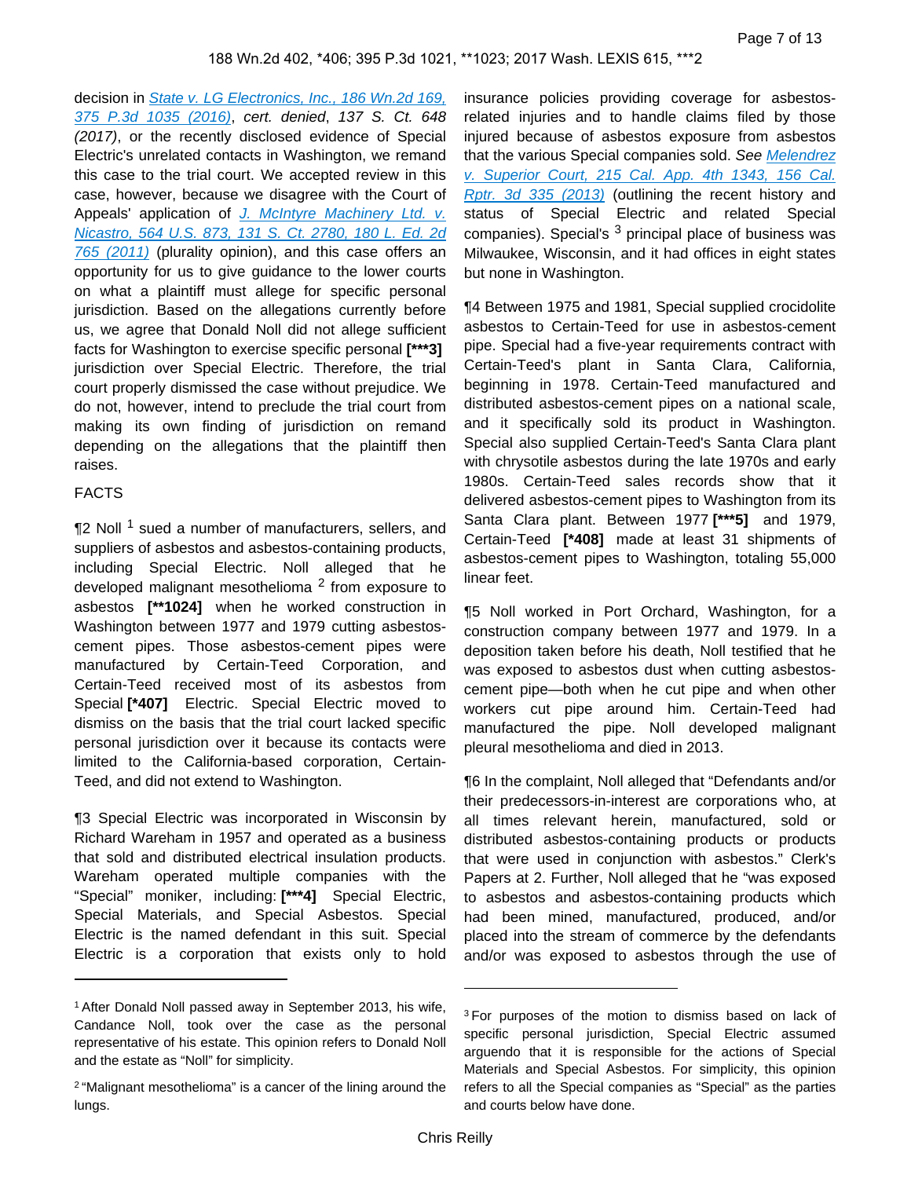decision in *State v. LG Electronics, Inc., 186 Wn.2d 169, 375 P.3d 1035 (2016)*, *cert. denied*, 137 S. Ct. 648 (2017), or the recently disclosed evidence of Special Electric's unrelated contacts in Washington, we remand this case to the trial court. We accepted review in this case, however, because we disagree with the Court of Appeals' application of *J. McIntyre Machinery Ltd. v. Nicastro, 564 U.S. 873, 131 S. Ct. 2780, 180 L. Ed. 2d 765 (2011)* (plurality opinion), and this case offers an opportunity for us to give guidance to the lower courts on what a plaintiff must allege for specific personal jurisdiction. Based on the allegations currently before us, we agree that Donald Noll did not allege sufficient facts for Washington to exercise specific personal **[***3]** jurisdiction over Special Electric. Therefore, the trial court properly dismissed the case without prejudice. We do not, however, intend to preclude the trial court from making its own finding of jurisdiction on remand depending on the allegations that the plaintiff then raises.

FACTS

¶2 Noll [1] sued a number of manufacturers, sellers, and suppliers of asbestos and asbestos-containing products, including Special Electric. Noll alleged that he developed malignant mesothelioma [2] from exposure to asbestos **[**1024]** when he worked construction in Washington between 1977 and 1979 cutting asbestos-cement pipes. Those asbestos-cement pipes were manufactured by Certain-Teed Corporation, and Certain-Teed received most of its asbestos from Special **[*407]** Electric. Special Electric moved to dismiss on the basis that the trial court lacked specific personal jurisdiction over it because its contacts were limited to the California-based corporation, Certain-Teed, and did not extend to Washington.

¶3 Special Electric was incorporated in Wisconsin by Richard Wareham in 1957 and operated as a business that sold and distributed electrical insulation products. Wareham operated multiple companies with the "Special" moniker, including: **[***4]** Special Electric, Special Materials, and Special Asbestos. Special Electric is the named defendant in this suit. Special Electric is a corporation that exists only to hold insurance policies providing coverage for asbestos-related injuries and to handle claims filed by those injured because of asbestos exposure from asbestos that the various Special companies sold. *See Melendrez v. Superior Court, 215 Cal. App. 4th 1343, 156 Cal. Rptr. 3d 335 (2013)* (outlining the recent history and status of Special Electric and related Special companies). Special's [3] principal place of business was Milwaukee, Wisconsin, and it had offices in eight states but none in Washington.

¶4 Between 1975 and 1981, Special supplied crocidolite asbestos to Certain-Teed for use in asbestos-cement pipe. Special had a five-year requirements contract with Certain-Teed's plant in Santa Clara, California, beginning in 1978. Certain-Teed manufactured and distributed asbestos-cement pipes on a national scale, and it specifically sold its product in Washington. Special also supplied Certain-Teed's Santa Clara plant with chrysotile asbestos during the late 1970s and early 1980s. Certain-Teed sales records show that it delivered asbestos-cement pipes to Washington from its Santa Clara plant. Between 1977 **[***5]** and 1979, Certain-Teed **[*408]** made at least 31 shipments of asbestos-cement pipes to Washington, totaling 55,000 linear feet.

¶5 Noll worked in Port Orchard, Washington, for a construction company between 1977 and 1979. In a deposition taken before his death, Noll testified that he was exposed to asbestos dust when cutting asbestos-cement pipe—both when he cut pipe and when other workers cut pipe around him. Certain-Teed had manufactured the pipe. Noll developed malignant pleural mesothelioma and died in 2013.

¶6 In the complaint, Noll alleged that "Defendants and/or their predecessors-in-interest are corporations who, at all times relevant herein, manufactured, sold or distributed asbestos-containing products or products that were used in conjunction with asbestos." Clerk's Papers at 2. Further, Noll alleged that he "was exposed to asbestos and asbestos-containing products which had been mined, manufactured, produced, and/or placed into the stream of commerce by the defendants and/or was exposed to asbestos through the use of

---

[1] After Donald Noll passed away in September 2013, his wife, Candance Noll, took over the case as the personal representative of his estate. This opinion refers to Donald Noll and the estate as "Noll" for simplicity.

[2] "Malignant mesothelioma" is a cancer of the lining around the lungs.

[3] For purposes of the motion to dismiss based on lack of specific personal jurisdiction, Special Electric assumed arguendo that it is responsible for the actions of Special Materials and Special Asbestos. For simplicity, this opinion refers to all the Special companies as "Special" as the parties and courts below have done.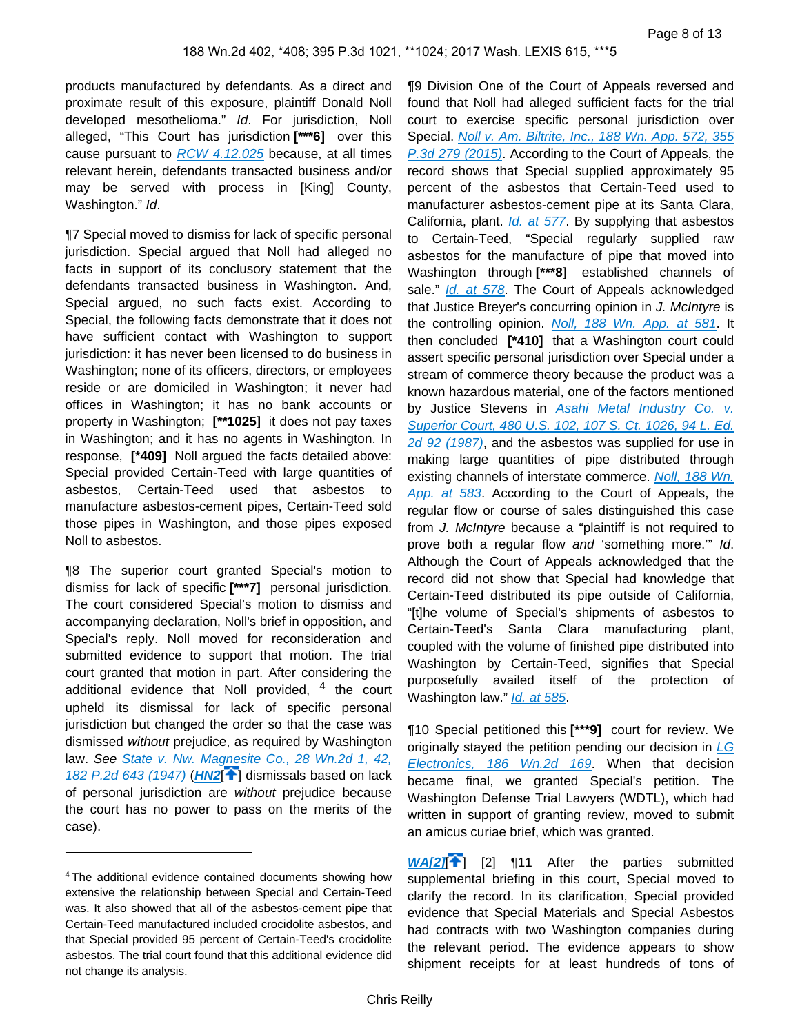products manufactured by defendants. As a direct and proximate result of this exposure, plaintiff Donald Noll developed mesothelioma." *Id*. For jurisdiction, Noll alleged, "This Court has jurisdiction **[***6]** over this cause pursuant to RCW 4.12.025 because, at all times relevant herein, defendants transacted business and/or may be served with process in [King] County, Washington." *Id*.

¶7 Special moved to dismiss for lack of specific personal jurisdiction. Special argued that Noll had alleged no facts in support of its conclusory statement that the defendants transacted business in Washington. And, Special argued, no such facts exist. According to Special, the following facts demonstrate that it does not have sufficient contact with Washington to support jurisdiction: it has never been licensed to do business in Washington; none of its officers, directors, or employees reside or are domiciled in Washington; it never had offices in Washington; it has no bank accounts or property in Washington; **[**1025]** it does not pay taxes in Washington; and it has no agents in Washington. In response, **[*409]** Noll argued the facts detailed above: Special provided Certain-Teed with large quantities of asbestos, Certain-Teed used that asbestos to manufacture asbestos-cement pipes, Certain-Teed sold those pipes in Washington, and those pipes exposed Noll to asbestos.

¶8 The superior court granted Special's motion to dismiss for lack of specific **[***7]** personal jurisdiction. The court considered Special's motion to dismiss and accompanying declaration, Noll's brief in opposition, and Special's reply. Noll moved for reconsideration and submitted evidence to support that motion. The trial court granted that motion in part. After considering the additional evidence that Noll provided, [4] the court upheld its dismissal for lack of specific personal jurisdiction but changed the order so that the case was dismissed *without* prejudice, as required by Washington law. *See* State v. Nw. Magnesite Co., 28 Wn.2d 1, 42, 182 P.2d 643 (1947) (**HN2**[🡅] dismissals based on lack of personal jurisdiction are *without* prejudice because the court has no power to pass on the merits of the case).

¶9 Division One of the Court of Appeals reversed and found that Noll had alleged sufficient facts for the trial court to exercise specific personal jurisdiction over Special. Noll v. Am. Biltrite, Inc., 188 Wn. App. 572, 355 P.3d 279 (2015). According to the Court of Appeals, the record shows that Special supplied approximately 95 percent of the asbestos that Certain-Teed used to manufacturer asbestos-cement pipe at its Santa Clara, California, plant. Id. at 577. By supplying that asbestos to Certain-Teed, "Special regularly supplied raw asbestos for the manufacture of pipe that moved into Washington through **[***8]** established channels of sale." Id. at 578. The Court of Appeals acknowledged that Justice Breyer's concurring opinion in *J. McIntyre* is the controlling opinion. Noll, 188 Wn. App. at 581. It then concluded **[*410]** that a Washington court could assert specific personal jurisdiction over Special under a stream of commerce theory because the product was a known hazardous material, one of the factors mentioned by Justice Stevens in Asahi Metal Industry Co. v. Superior Court, 480 U.S. 102, 107 S. Ct. 1026, 94 L. Ed. 2d 92 (1987), and the asbestos was supplied for use in making large quantities of pipe distributed through existing channels of interstate commerce. Noll, 188 Wn. App. at 583. According to the Court of Appeals, the regular flow or course of sales distinguished this case from *J. McIntyre* because a "plaintiff is not required to prove both a regular flow *and* 'something more.'" *Id*. Although the Court of Appeals acknowledged that the record did not show that Special had knowledge that Certain-Teed distributed its pipe outside of California, "[t]he volume of Special's shipments of asbestos to Certain-Teed's Santa Clara manufacturing plant, coupled with the volume of finished pipe distributed into Washington by Certain-Teed, signifies that Special purposefully availed itself of the protection of Washington law." Id. at 585.

¶10 Special petitioned this **[***9]** court for review. We originally stayed the petition pending our decision in LG Electronics, 186 Wn.2d 169. When that decision became final, we granted Special's petition. The Washington Defense Trial Lawyers (WDTL), which had written in support of granting review, moved to submit an amicus curiae brief, which was granted.

**WA[2]**[🡅] [2] ¶11 After the parties submitted supplemental briefing in this court, Special moved to clarify the record. In its clarification, Special provided evidence that Special Materials and Special Asbestos had contracts with two Washington companies during the relevant period. The evidence appears to show shipment receipts for at least hundreds of tons of

---

[4] The additional evidence contained documents showing how extensive the relationship between Special and Certain-Teed was. It also showed that all of the asbestos-cement pipe that Certain-Teed manufactured included crocidolite asbestos, and that Special provided 95 percent of Certain-Teed's crocidolite asbestos. The trial court found that this additional evidence did not change its analysis.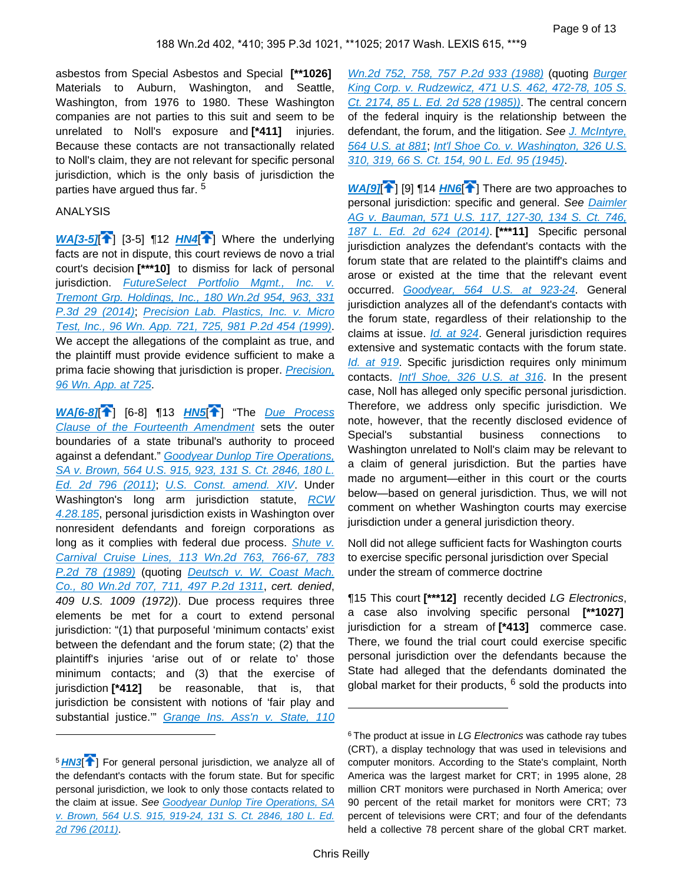asbestos from Special Asbestos and Special **[**1026]** Materials to Auburn, Washington, and Seattle, Washington, from 1976 to 1980. These Washington companies are not parties to this suit and seem to be unrelated to Noll's exposure and **[*411]** injuries. Because these contacts are not transactionally related to Noll's claim, they are not relevant for specific personal jurisdiction, which is the only basis of jurisdiction the parties have argued thus far. [5]

ANALYSIS

***WA[3-5]*** [3-5] ¶12 ***HN4*** Where the underlying facts are not in dispute, this court reviews de novo a trial court's decision **[***10]** to dismiss for lack of personal jurisdiction. *FutureSelect Portfolio Mgmt., Inc. v. Tremont Grp. Holdings, Inc., 180 Wn.2d 954, 963, 331 P.3d 29 (2014)*; *Precision Lab. Plastics, Inc. v. Micro Test, Inc., 96 Wn. App. 721, 725, 981 P.2d 454 (1999)*. We accept the allegations of the complaint as true, and the plaintiff must provide evidence sufficient to make a prima facie showing that jurisdiction is proper. *Precision, 96 Wn. App. at 725*.

***WA[6-8]*** [6-8] ¶13 ***HN5*** "The *Due Process Clause of the Fourteenth Amendment* sets the outer boundaries of a state tribunal's authority to proceed against a defendant." *Goodyear Dunlop Tire Operations, SA v. Brown, 564 U.S. 915, 923, 131 S. Ct. 2846, 180 L. Ed. 2d 796 (2011)*; *U.S. Const. amend. XIV*. Under Washington's long arm jurisdiction statute, *RCW 4.28.185*, personal jurisdiction exists in Washington over nonresident defendants and foreign corporations as long as it complies with federal due process. *Shute v. Carnival Cruise Lines, 113 Wn.2d 763, 766-67, 783 P.2d 78 (1989)* (quoting *Deutsch v. W. Coast Mach. Co., 80 Wn.2d 707, 711, 497 P.2d 1311*, *cert. denied*, *409 U.S. 1009 (1972)*). Due process requires three elements be met for a court to extend personal jurisdiction: "(1) that purposeful 'minimum contacts' exist between the defendant and the forum state; (2) that the plaintiff's injuries 'arise out of or relate to' those minimum contacts; and (3) that the exercise of jurisdiction **[*412]** be reasonable, that is, that jurisdiction be consistent with notions of 'fair play and substantial justice.'" *Grange Ins. Ass'n v. State, 110 Wn.2d 752, 758, 757 P.2d 933 (1988)* (quoting *Burger King Corp. v. Rudzewicz, 471 U.S. 462, 472-78, 105 S. Ct. 2174, 85 L. Ed. 2d 528 (1985)*). The central concern of the federal inquiry is the relationship between the defendant, the forum, and the litigation. *See* *J. McIntyre, 564 U.S. at 881*; *Int'l Shoe Co. v. Washington, 326 U.S. 310, 319, 66 S. Ct. 154, 90 L. Ed. 95 (1945)*.

***WA[9]*** [9] ¶14 ***HN6*** There are two approaches to personal jurisdiction: specific and general. *See* *Daimler AG v. Bauman, 571 U.S. 117, 127-30, 134 S. Ct. 746, 187 L. Ed. 2d 624 (2014)*. **[***11]** Specific personal jurisdiction analyzes the defendant's contacts with the forum state that are related to the plaintiff's claims and arose or existed at the time that the relevant event occurred. *Goodyear, 564 U.S. at 923-24*. General jurisdiction analyzes all of the defendant's contacts with the forum state, regardless of their relationship to the claims at issue. *Id. at 924*. General jurisdiction requires extensive and systematic contacts with the forum state. *Id. at 919*. Specific jurisdiction requires only minimum contacts. *Int'l Shoe, 326 U.S. at 316*. In the present case, Noll has alleged only specific personal jurisdiction. Therefore, we address only specific jurisdiction. We note, however, that the recently disclosed evidence of Special's substantial business connections to Washington unrelated to Noll's claim may be relevant to a claim of general jurisdiction. But the parties have made no argument—either in this court or the courts below—based on general jurisdiction. Thus, we will not comment on whether Washington courts may exercise jurisdiction under a general jurisdiction theory.

Noll did not allege sufficient facts for Washington courts to exercise specific personal jurisdiction over Special under the stream of commerce doctrine

¶15 This court **[***12]** recently decided *LG Electronics*, a case also involving specific personal **[**1027]** jurisdiction for a stream of **[*413]** commerce case. There, we found the trial court could exercise specific personal jurisdiction over the defendants because the State had alleged that the defendants dominated the global market for their products, [6] sold the products into

---

[5] ***HN3*** For general personal jurisdiction, we analyze all of the defendant's contacts with the forum state. But for specific personal jurisdiction, we look to only those contacts related to the claim at issue. *See* *Goodyear Dunlop Tire Operations, SA v. Brown, 564 U.S. 915, 919-24, 131 S. Ct. 2846, 180 L. Ed. 2d 796 (2011)*.

[6] The product at issue in *LG Electronics* was cathode ray tubes (CRT), a display technology that was used in televisions and computer monitors. According to the State's complaint, North America was the largest market for CRT; in 1995 alone, 28 million CRT monitors were purchased in North America; over 90 percent of the retail market for monitors were CRT; 73 percent of televisions were CRT; and four of the defendants held a collective 78 percent share of the global CRT market.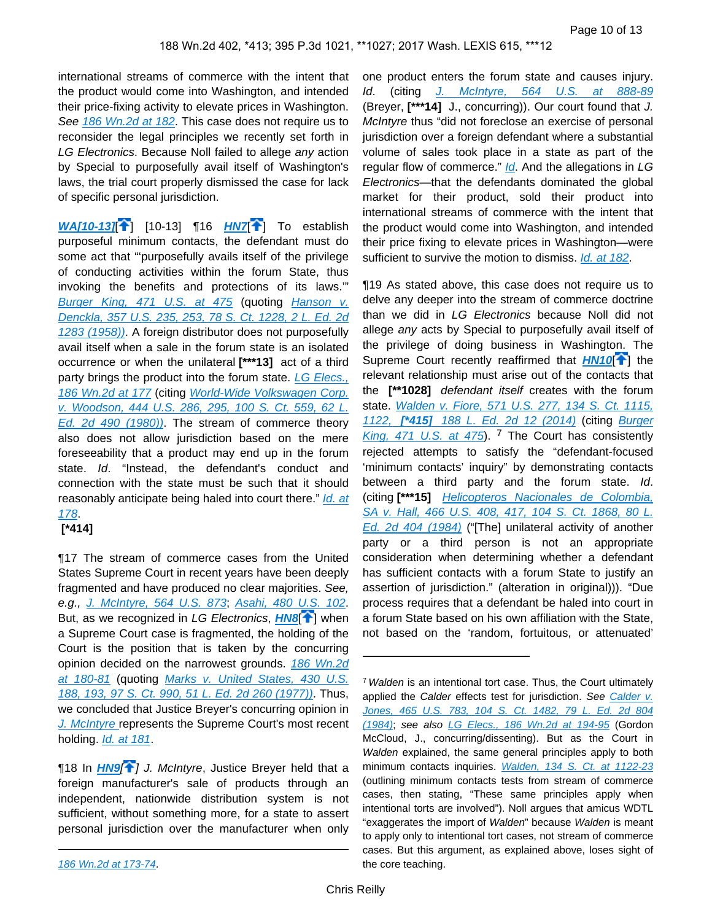international streams of commerce with the intent that the product would come into Washington, and intended their price-fixing activity to elevate prices in Washington. *See* 186 Wn.2d at 182. This case does not require us to reconsider the legal principles we recently set forth in *LG Electronics*. Because Noll failed to allege *any* action by Special to purposefully avail itself of Washington's laws, the trial court properly dismissed the case for lack of specific personal jurisdiction.

**WA[10-13]**[] [10-13] ¶16 **HN7**[] To establish purposeful minimum contacts, the defendant must do some act that "'purposefully avails itself of the privilege of conducting activities within the forum State, thus invoking the benefits and protections of its laws.'" Burger King, 471 U.S. at 475 (quoting Hanson v. Denckla, 357 U.S. 235, 253, 78 S. Ct. 1228, 2 L. Ed. 2d 1283 (1958)). A foreign distributor does not purposefully avail itself when a sale in the forum state is an isolated occurrence or when the unilateral **[\*\*\*13]** act of a third party brings the product into the forum state. LG Elecs., 186 Wn.2d at 177 (citing World-Wide Volkswagen Corp. v. Woodson, 444 U.S. 286, 295, 100 S. Ct. 559, 62 L. Ed. 2d 490 (1980)). The stream of commerce theory also does not allow jurisdiction based on the mere foreseeability that a product may end up in the forum state. *Id*. "Instead, the defendant's conduct and connection with the state must be such that it should reasonably anticipate being haled into court there." Id. at 178.

**[\*414]**

¶17 The stream of commerce cases from the United States Supreme Court in recent years have been deeply fragmented and have produced no clear majorities. *See, e.g.,* J. McIntyre, 564 U.S. 873; Asahi, 480 U.S. 102. But, as we recognized in *LG Electronics*, **HN8**[] when a Supreme Court case is fragmented, the holding of the Court is the position that is taken by the concurring opinion decided on the narrowest grounds. 186 Wn.2d at 180-81 (quoting Marks v. United States, 430 U.S. 188, 193, 97 S. Ct. 990, 51 L. Ed. 2d 260 (1977)). Thus, we concluded that Justice Breyer's concurring opinion in J. McIntyre represents the Supreme Court's most recent holding. Id. at 181.

¶18 In **HN9**[] *J. McIntyre*, Justice Breyer held that a foreign manufacturer's sale of products through an independent, nationwide distribution system is not sufficient, without something more, for a state to assert personal jurisdiction over the manufacturer when only one product enters the forum state and causes injury. *Id*. (citing J. McIntyre, 564 U.S. at 888-89 (Breyer, **[\*\*\*14]** J., concurring)). Our court found that *J. McIntyre* thus "did not foreclose an exercise of personal jurisdiction over a foreign defendant where a substantial volume of sales took place in a state as part of the regular flow of commerce." Id. And the allegations in *LG Electronics*—that the defendants dominated the global market for their product, sold their product into international streams of commerce with the intent that the product would come into Washington, and intended their price fixing to elevate prices in Washington—were sufficient to survive the motion to dismiss. Id. at 182.

¶19 As stated above, this case does not require us to delve any deeper into the stream of commerce doctrine than we did in *LG Electronics* because Noll did not allege *any* acts by Special to purposefully avail itself of the privilege of doing business in Washington. The Supreme Court recently reaffirmed that **HN10**[] the relevant relationship must arise out of the contacts that the **[\*\*1028]** *defendant itself* creates with the forum state. Walden v. Fiore, 571 U.S. 277, 134 S. Ct. 1115, 1122, **[\*415]** 188 L. Ed. 2d 12 (2014) (citing Burger King, 471 U.S. at 475).[7] The Court has consistently rejected attempts to satisfy the "defendant-focused 'minimum contacts' inquiry" by demonstrating contacts between a third party and the forum state. *Id*. (citing **[\*\*15]** Helicopteros Nacionales de Colombia, SA v. Hall, 466 U.S. 408, 417, 104 S. Ct. 1868, 80 L. Ed. 2d 404 (1984) ("[The] unilateral activity of another party or a third person is not an appropriate consideration when determining whether a defendant has sufficient contacts with a forum State to justify an assertion of jurisdiction." (alteration in original))). "Due process requires that a defendant be haled into court in a forum State based on his own affiliation with the State, not based on the 'random, fortuitous, or attenuated'

---

186 Wn.2d at 173-74.

[7] *Walden* is an intentional tort case. Thus, the Court ultimately applied the *Calder* effects test for jurisdiction. *See* Calder v. Jones, 465 U.S. 783, 104 S. Ct. 1482, 79 L. Ed. 2d 804 (1984); *see also* LG Elecs., 186 Wn.2d at 194-95 (Gordon McCloud, J., concurring/dissenting). But as the Court in *Walden* explained, the same general principles apply to both minimum contacts inquiries. Walden, 134 S. Ct. at 1122-23 (outlining minimum contacts tests from stream of commerce cases, then stating, "These same principles apply when intentional torts are involved"). Noll argues that amicus WDTL "exaggerates the import of *Walden*" because *Walden* is meant to apply only to intentional tort cases, not stream of commerce cases. But this argument, as explained above, loses sight of the core teaching.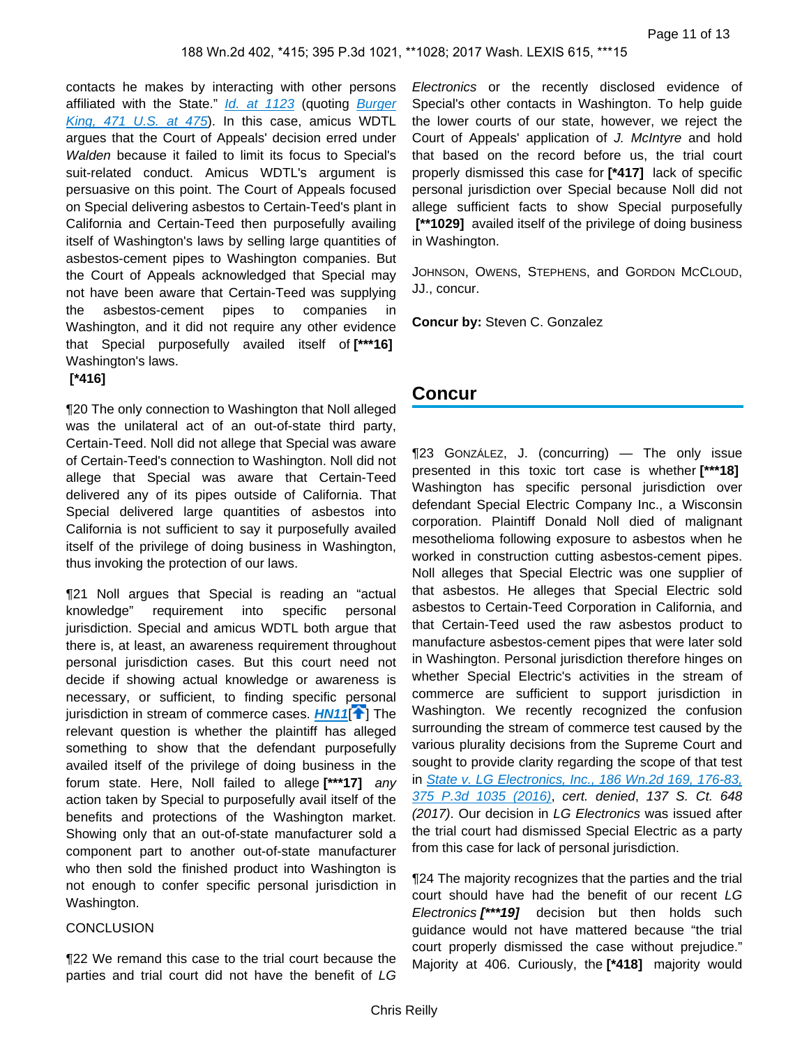contacts he makes by interacting with other persons affiliated with the State." Id. at 1123 (quoting Burger King, 471 U.S. at 475). In this case, amicus WDTL argues that the Court of Appeals' decision erred under *Walden* because it failed to limit its focus to Special's suit-related conduct. Amicus WDTL's argument is persuasive on this point. The Court of Appeals focused on Special delivering asbestos to Certain-Teed's plant in California and Certain-Teed then purposefully availing itself of Washington's laws by selling large quantities of asbestos-cement pipes to Washington companies. But the Court of Appeals acknowledged that Special may not have been aware that Certain-Teed was supplying the asbestos-cement pipes to companies in Washington, and it did not require any other evidence that Special purposefully availed itself of **[\*\*\*16]** Washington's laws.

**[\*416]**

¶20 The only connection to Washington that Noll alleged was the unilateral act of an out-of-state third party, Certain-Teed. Noll did not allege that Special was aware of Certain-Teed's connection to Washington. Noll did not allege that Special was aware that Certain-Teed delivered any of its pipes outside of California. That Special delivered large quantities of asbestos into California is not sufficient to say it purposefully availed itself of the privilege of doing business in Washington, thus invoking the protection of our laws.

¶21 Noll argues that Special is reading an "actual knowledge" requirement into specific personal jurisdiction. Special and amicus WDTL both argue that there is, at least, an awareness requirement throughout personal jurisdiction cases. But this court need not decide if showing actual knowledge or awareness is necessary, or sufficient, to finding specific personal jurisdiction in stream of commerce cases. **HN11** The relevant question is whether the plaintiff has alleged something to show that the defendant purposefully availed itself of the privilege of doing business in the forum state. Here, Noll failed to allege **[\*\*\*17]** *any* action taken by Special to purposefully avail itself of the benefits and protections of the Washington market. Showing only that an out-of-state manufacturer sold a component part to another out-of-state manufacturer who then sold the finished product into Washington is not enough to confer specific personal jurisdiction in Washington.

CONCLUSION

¶22 We remand this case to the trial court because the parties and trial court did not have the benefit of *LG Electronics* or the recently disclosed evidence of Special's other contacts in Washington. To help guide the lower courts of our state, however, we reject the Court of Appeals' application of *J. McIntyre* and hold that based on the record before us, the trial court properly dismissed this case for **[\*417]** lack of specific personal jurisdiction over Special because Noll did not allege sufficient facts to show Special purposefully **[\*\*1029]** availed itself of the privilege of doing business in Washington.

JOHNSON, OWENS, STEPHENS, and GORDON MCCLOUD, JJ., concur.

**Concur by:** Steven C. Gonzalez

## Concur

¶23 GONZÁLEZ, J. (concurring) — The only issue presented in this toxic tort case is whether **[\*\*\*18]** Washington has specific personal jurisdiction over defendant Special Electric Company Inc., a Wisconsin corporation. Plaintiff Donald Noll died of malignant mesothelioma following exposure to asbestos when he worked in construction cutting asbestos-cement pipes. Noll alleges that Special Electric was one supplier of that asbestos. He alleges that Special Electric sold asbestos to Certain-Teed Corporation in California, and that Certain-Teed used the raw asbestos product to manufacture asbestos-cement pipes that were later sold in Washington. Personal jurisdiction therefore hinges on whether Special Electric's activities in the stream of commerce are sufficient to support jurisdiction in Washington. We recently recognized the confusion surrounding the stream of commerce test caused by the various plurality decisions from the Supreme Court and sought to provide clarity regarding the scope of that test in State v. LG Electronics, Inc., 186 Wn.2d 169, 176-83, 375 P.3d 1035 (2016), *cert. denied*, 137 S. Ct. 648 (2017). Our decision in *LG Electronics* was issued after the trial court had dismissed Special Electric as a party from this case for lack of personal jurisdiction.

¶24 The majority recognizes that the parties and the trial court should have had the benefit of our recent *LG Electronics* ***[\*\*\*19]*** decision but then holds such guidance would not have mattered because "the trial court properly dismissed the case without prejudice." Majority at 406. Curiously, the **[\*418]** majority would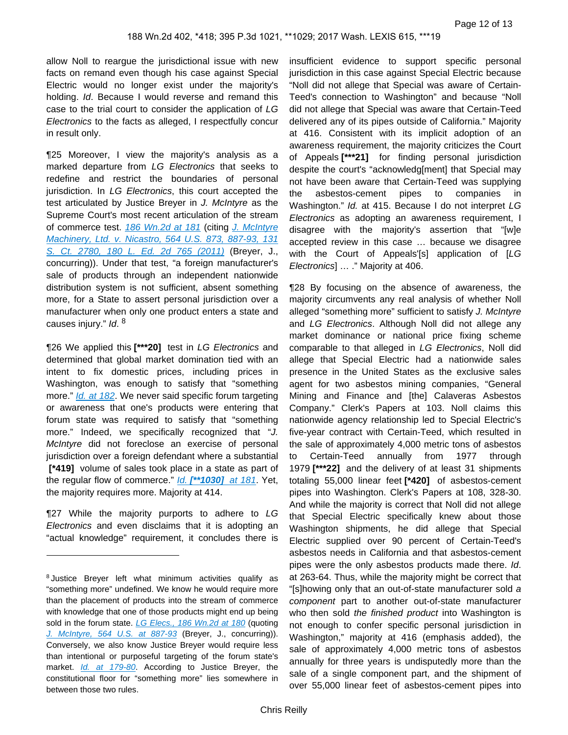allow Noll to reargue the jurisdictional issue with new facts on remand even though his case against Special Electric would no longer exist under the majority's holding. *Id*. Because I would reverse and remand this case to the trial court to consider the application of *LG Electronics* to the facts as alleged, I respectfully concur in result only.

¶25 Moreover, I view the majority's analysis as a marked departure from *LG Electronics* that seeks to redefine and restrict the boundaries of personal jurisdiction. In *LG Electronics*, this court accepted the test articulated by Justice Breyer in *J. McIntyre* as the Supreme Court's most recent articulation of the stream of commerce test. *186 Wn.2d at 181* (citing *J. McIntyre Machinery, Ltd. v. Nicastro, 564 U.S. 873, 887-93, 131 S. Ct. 2780, 180 L. Ed. 2d 765 (2011)* (Breyer, J., concurring)). Under that test, "a foreign manufacturer's sale of products through an independent nationwide distribution system is not sufficient, absent something more, for a State to assert personal jurisdiction over a manufacturer when only one product enters a state and causes injury." *Id*. [8]

¶26 We applied this **[***20]** test in *LG Electronics* and determined that global market domination tied with an intent to fix domestic prices, including prices in Washington, was enough to satisfy that "something more." *Id. at 182*. We never said specific forum targeting or awareness that one's products were entering that forum state was required to satisfy that "something more." Indeed, we specifically recognized that "*J. McIntyre* did not foreclose an exercise of personal jurisdiction over a foreign defendant where a substantial **[*419]** volume of sales took place in a state as part of the regular flow of commerce." *Id.* **[**1030]** *at 181*. Yet, the majority requires more. Majority at 414.

¶27 While the majority purports to adhere to *LG Electronics* and even disclaims that it is adopting an "actual knowledge" requirement, it concludes there is insufficient evidence to support specific personal jurisdiction in this case against Special Electric because "Noll did not allege that Special was aware of Certain-Teed's connection to Washington" and because "Noll did not allege that Special was aware that Certain-Teed delivered any of its pipes outside of California." Majority at 416. Consistent with its implicit adoption of an awareness requirement, the majority criticizes the Court of Appeals **[***21]** for finding personal jurisdiction despite the court's "acknowledg[ment] that Special may not have been aware that Certain-Teed was supplying the asbestos-cement pipes to companies in Washington." *Id.* at 415. Because I do not interpret *LG Electronics* as adopting an awareness requirement, I disagree with the majority's assertion that "[w]e accepted review in this case … because we disagree with the Court of Appeals'[s] application of [*LG Electronics*] … ." Majority at 406.

¶28 By focusing on the absence of awareness, the majority circumvents any real analysis of whether Noll alleged "something more" sufficient to satisfy *J. McIntyre* and *LG Electronics*. Although Noll did not allege any market dominance or national price fixing scheme comparable to that alleged in *LG Electronics*, Noll did allege that Special Electric had a nationwide sales presence in the United States as the exclusive sales agent for two asbestos mining companies, "General Mining and Finance and [the] Calaveras Asbestos Company." Clerk's Papers at 103. Noll claims this nationwide agency relationship led to Special Electric's five-year contract with Certain-Teed, which resulted in the sale of approximately 4,000 metric tons of asbestos to Certain-Teed annually from 1977 through 1979 **[***22]** and the delivery of at least 31 shipments totaling 55,000 linear feet **[*420]** of asbestos-cement pipes into Washington. Clerk's Papers at 108, 328-30. And while the majority is correct that Noll did not allege that Special Electric specifically knew about those Washington shipments, he did allege that Special Electric supplied over 90 percent of Certain-Teed's asbestos needs in California and that asbestos-cement pipes were the only asbestos products made there. *Id*. at 263-64. Thus, while the majority might be correct that "[s]howing only that an out-of-state manufacturer sold *a component* part to another out-of-state manufacturer who then sold *the finished product* into Washington is not enough to confer specific personal jurisdiction in Washington," majority at 416 (emphasis added), the sale of approximately 4,000 metric tons of asbestos annually for three years is undisputedly more than the sale of a single component part, and the shipment of over 55,000 linear feet of asbestos-cement pipes into

---

[8] Justice Breyer left what minimum activities qualify as "something more" undefined. We know he would require more than the placement of products into the stream of commerce with knowledge that one of those products might end up being sold in the forum state. *LG Elecs., 186 Wn.2d at 180* (quoting *J. McIntyre, 564 U.S. at 887-93* (Breyer, J., concurring)). Conversely, we also know Justice Breyer would require less than intentional or purposeful targeting of the forum state's market. *Id. at 179-80*. According to Justice Breyer, the constitutional floor for "something more" lies somewhere in between those two rules.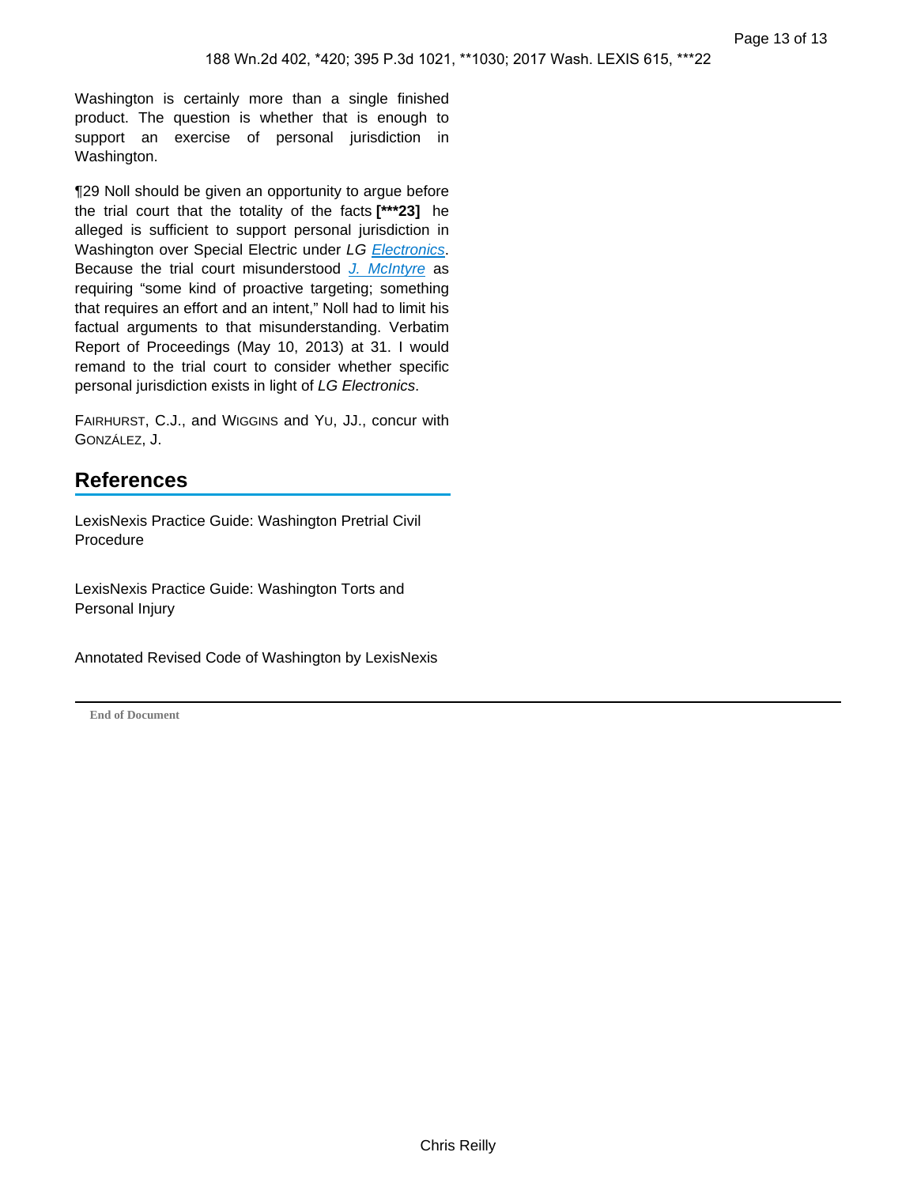Washington is certainly more than a single finished product. The question is whether that is enough to support an exercise of personal jurisdiction in Washington.

¶29 Noll should be given an opportunity to argue before the trial court that the totality of the facts **[***23]** he alleged is sufficient to support personal jurisdiction in Washington over Special Electric under *LG Electronics*. Because the trial court misunderstood *J. McIntyre* as requiring "some kind of proactive targeting; something that requires an effort and an intent," Noll had to limit his factual arguments to that misunderstanding. Verbatim Report of Proceedings (May 10, 2013) at 31. I would remand to the trial court to consider whether specific personal jurisdiction exists in light of *LG Electronics*.

FAIRHURST, C.J., and WIGGINS and YU, JJ., concur with GONZÁLEZ, J.

## References

LexisNexis Practice Guide: Washington Pretrial Civil Procedure

LexisNexis Practice Guide: Washington Torts and Personal Injury

Annotated Revised Code of Washington by LexisNexis

**End of Document**